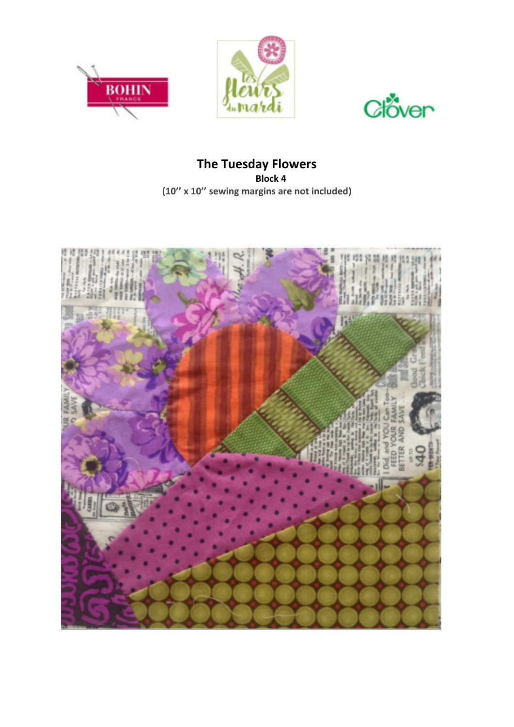# The Tuesday Flowers

**Block 4**

**(10'' x 10'' sewing margins are not included)**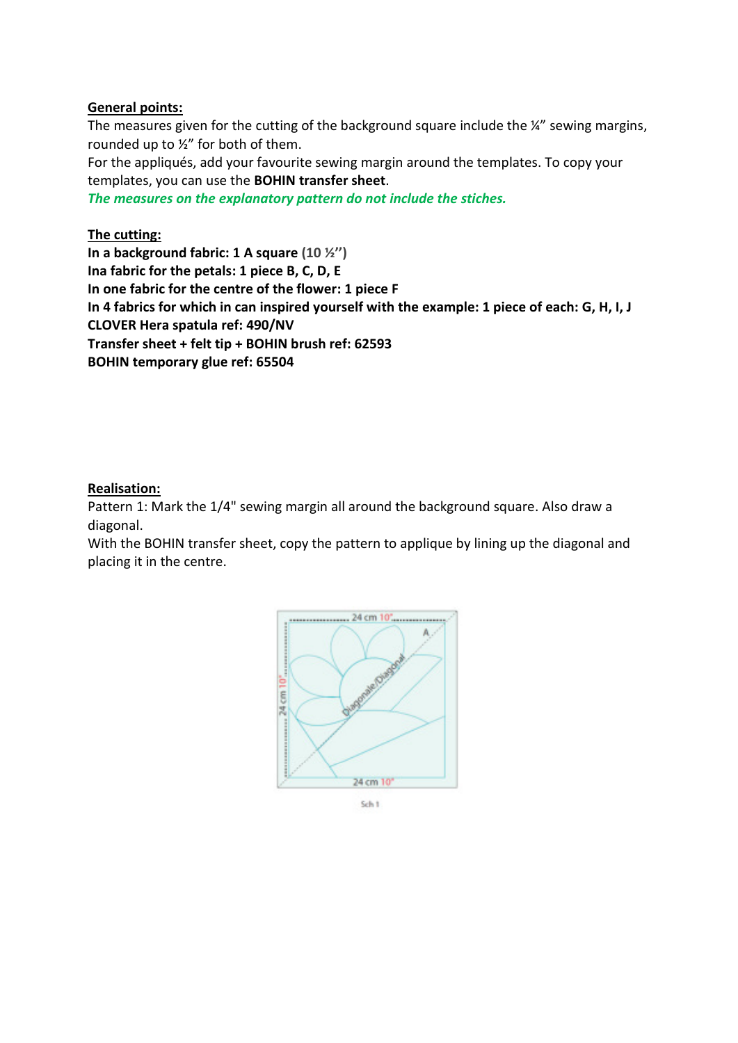**General points:**

The measures given for the cutting of the background square include the ¼" sewing margins, rounded up to ½" for both of them.

For the appliqués, add your favourite sewing margin around the templates. To copy your templates, you can use the **BOHIN transfer sheet**.

*The measures on the explanatory pattern do not include the stiches.*

**The cutting:**

**In a background fabric: 1 A square (10 ½")**
**Ina fabric for the petals: 1 piece B, C, D, E**
**In one fabric for the centre of the flower: 1 piece F**
**In 4 fabrics for which in can inspired yourself with the example: 1 piece of each: G, H, I, J**
**CLOVER Hera spatula ref: 490/NV**
**Transfer sheet + felt tip + BOHIN brush ref: 62593**
**BOHIN temporary glue ref: 65504**

**Realisation:**

Pattern 1: Mark the 1/4" sewing margin all around the background square. Also draw a diagonal.

With the BOHIN transfer sheet, copy the pattern to applique by lining up the diagonal and placing it in the centre.

24 cm 10"

A

Diagonale/Diagonal

24 cm 10"

24 cm 10"

Sch 1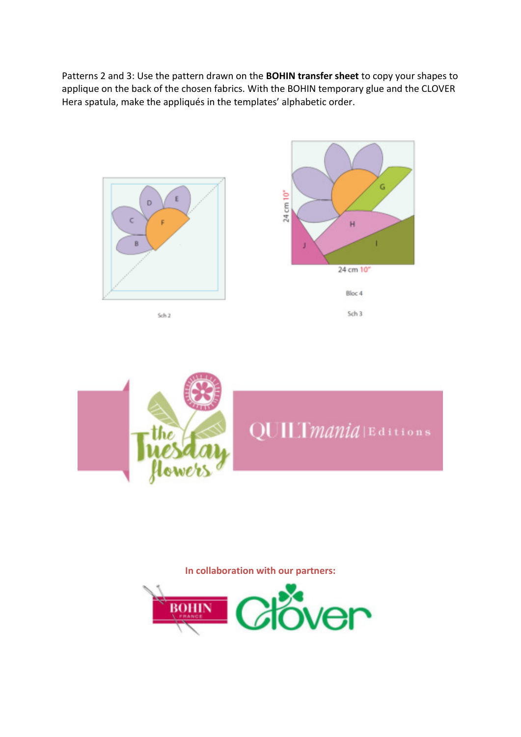Patterns 2 and 3: Use the pattern drawn on the **BOHIN transfer sheet** to copy your shapes to applique on the back of the chosen fabrics. With the BOHIN temporary glue and the CLOVER Hera spatula, make the appliqués in the templates' alphabetic order.

Sch 2

24 cm 10"

24 cm 10"

Bloc 4

Sch 3

In collaboration with our partners: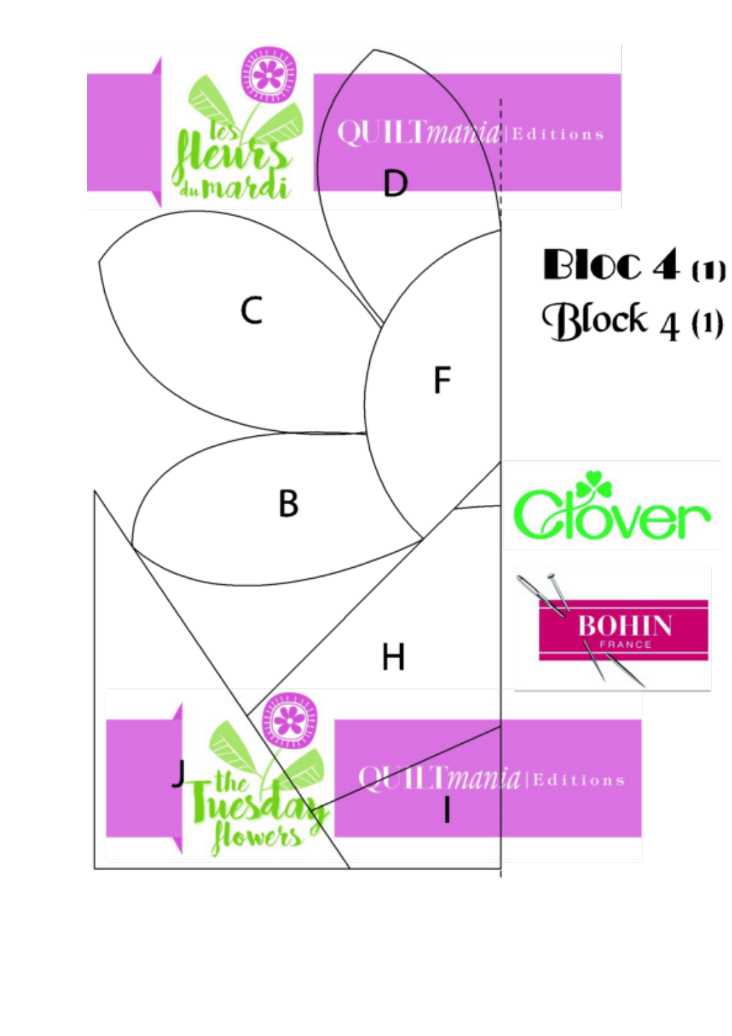# Bloc 4 (1)

# Block 4 (1)

D

C

F

B

H

J

I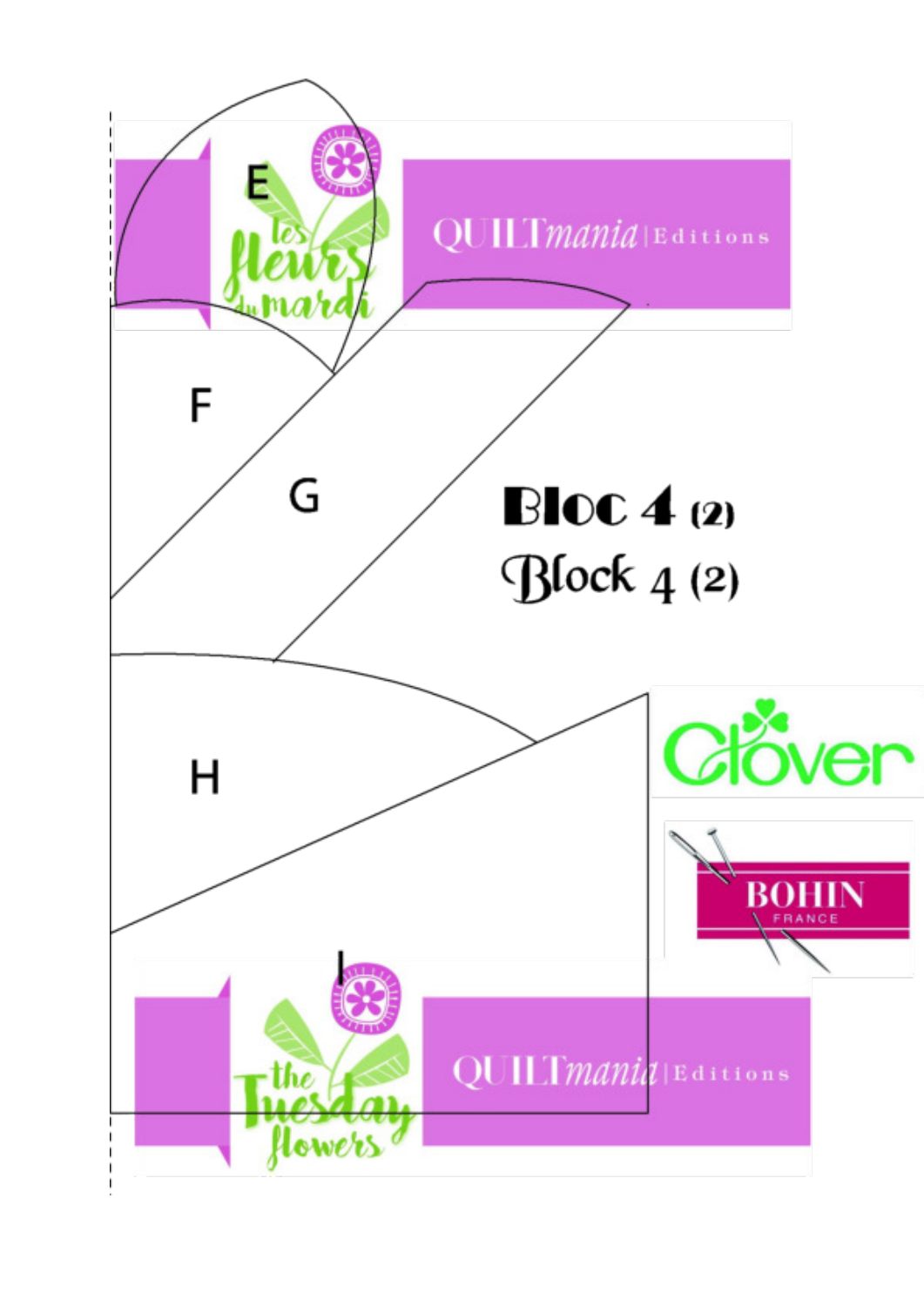# Bloc 4 (2)

# Block 4 (2)

E

F

G

H

I